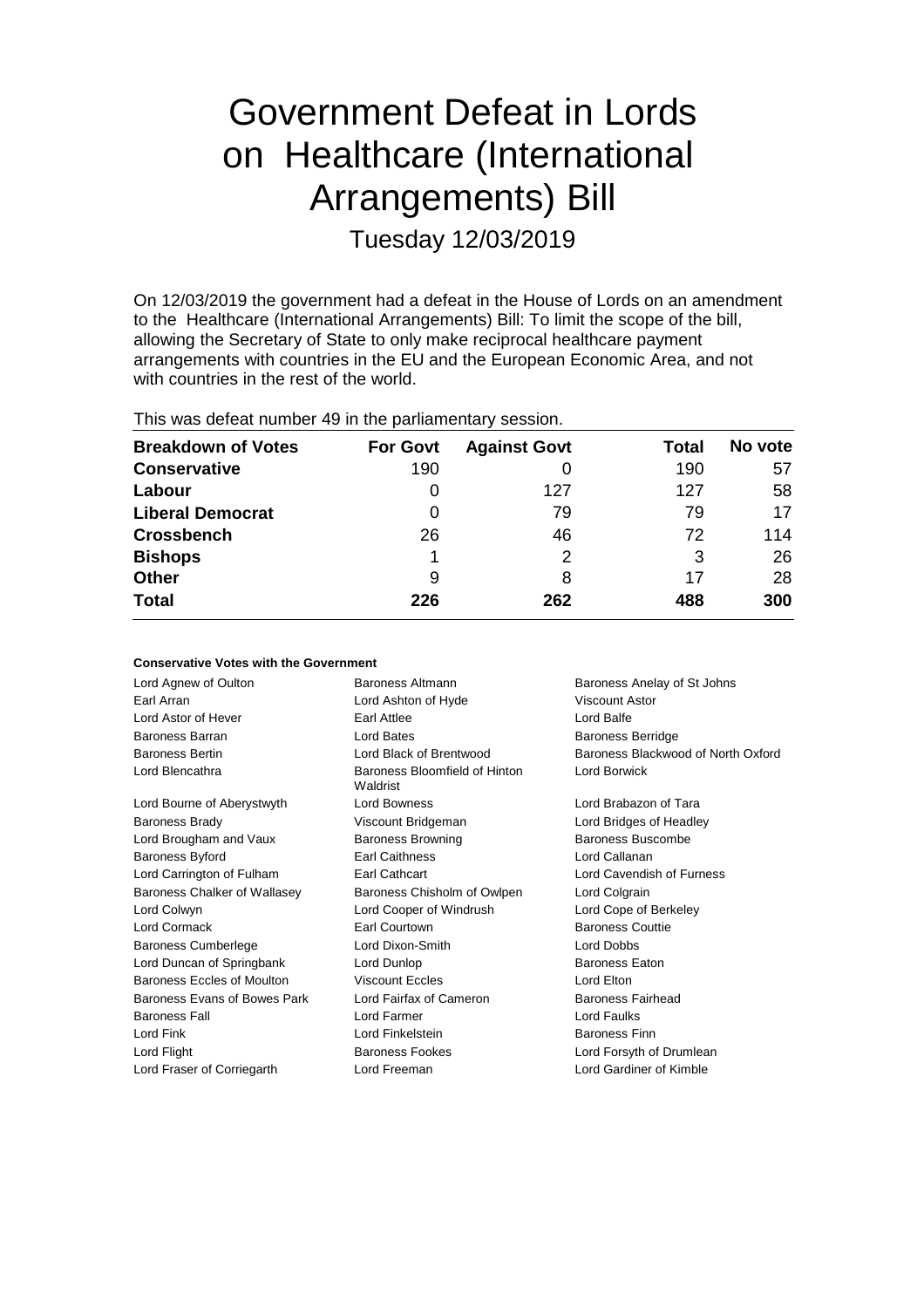# Government Defeat in Lords on Healthcare (International Arrangements) Bill

Tuesday 12/03/2019

On 12/03/2019 the government had a defeat in the House of Lords on an amendment to the Healthcare (International Arrangements) Bill: To limit the scope of the bill, allowing the Secretary of State to only make reciprocal healthcare payment arrangements with countries in the EU and the European Economic Area, and not with countries in the rest of the world.

This was defeat number 49 in the parliamentary session.

| Breakdown of Votes | For Govt | Against Govt | Total | No vote |
|---|---|---|---|---|
| Conservative | 190 | 0 | 190 | 57 |
| Labour | 0 | 127 | 127 | 58 |
| Liberal Democrat | 0 | 79 | 79 | 17 |
| Crossbench | 26 | 46 | 72 | 114 |
| Bishops | 1 | 2 | 3 | 26 |
| Other | 9 | 8 | 17 | 28 |
| **Total** | **226** | **262** | **488** | **300** |

**Conservative Votes with the Government**

| | | |
|---|---|---|
| Lord Agnew of Oulton | Baroness Altmann | Baroness Anelay of St Johns |
| Earl Arran | Lord Ashton of Hyde | Viscount Astor |
| Lord Astor of Hever | Earl Attlee | Lord Balfe |
| Baroness Barran | Lord Bates | Baroness Berridge |
| Baroness Bertin | Lord Black of Brentwood | Baroness Blackwood of North Oxford |
| Lord Blencathra | Baroness Bloomfield of Hinton Waldrist | Lord Borwick |
| Lord Bourne of Aberystwyth | Lord Bowness | Lord Brabazon of Tara |
| Baroness Brady | Viscount Bridgeman | Lord Bridges of Headley |
| Lord Brougham and Vaux | Baroness Browning | Baroness Buscombe |
| Baroness Byford | Earl Caithness | Lord Callanan |
| Lord Carrington of Fulham | Earl Cathcart | Lord Cavendish of Furness |
| Baroness Chalker of Wallasey | Baroness Chisholm of Owlpen | Lord Colgrain |
| Lord Colwyn | Lord Cooper of Windrush | Lord Cope of Berkeley |
| Lord Cormack | Earl Courtown | Baroness Couttie |
| Baroness Cumberlege | Lord Dixon-Smith | Lord Dobbs |
| Lord Duncan of Springbank | Lord Dunlop | Baroness Eaton |
| Baroness Eccles of Moulton | Viscount Eccles | Lord Elton |
| Baroness Evans of Bowes Park | Lord Fairfax of Cameron | Baroness Fairhead |
| Baroness Fall | Lord Farmer | Lord Faulks |
| Lord Fink | Lord Finkelstein | Baroness Finn |
| Lord Flight | Baroness Fookes | Lord Forsyth of Drumlean |
| Lord Fraser of Corriegarth | Lord Freeman | Lord Gardiner of Kimble |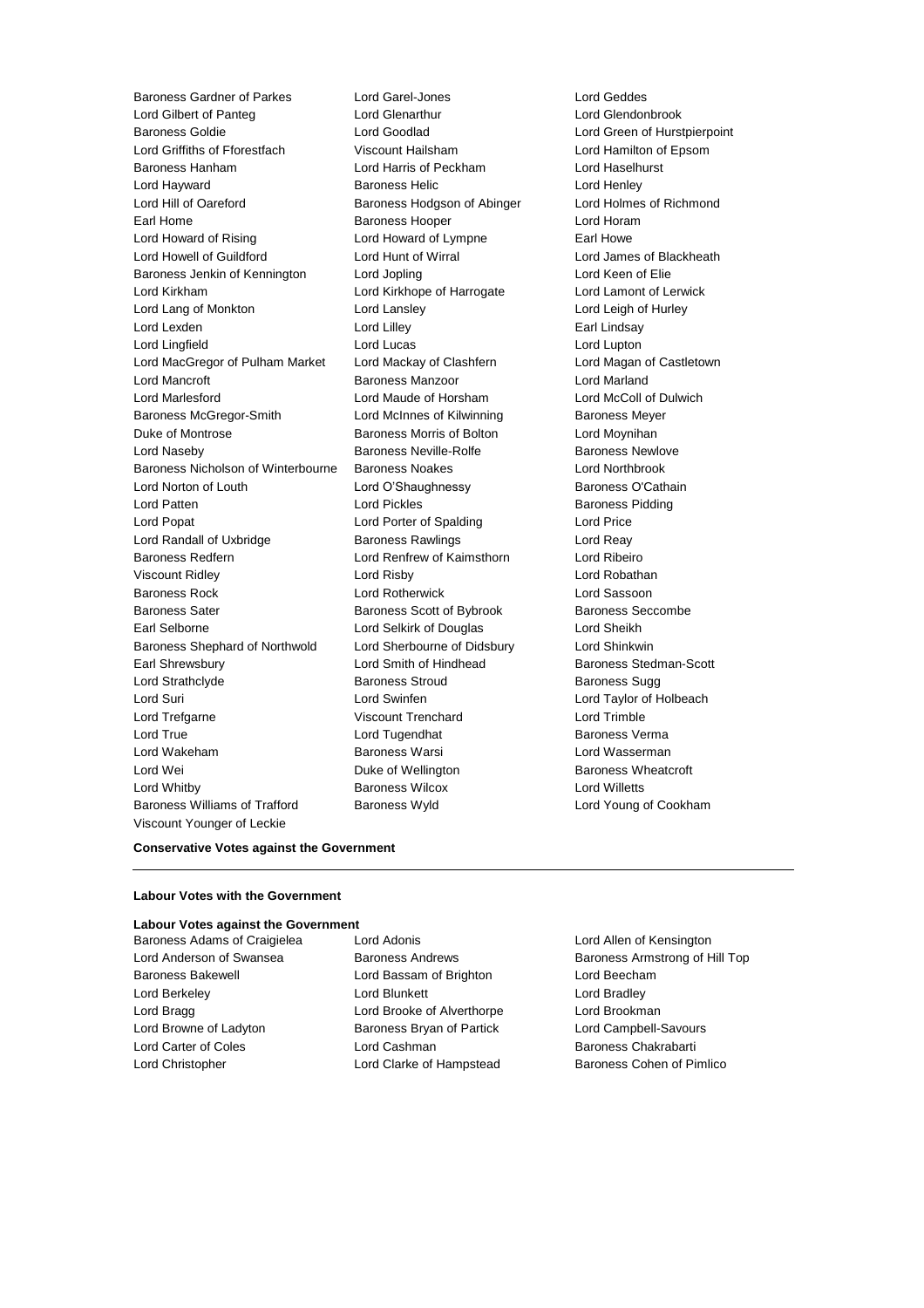Baroness Gardner of Parkes
Lord Garel-Jones
Lord Geddes
Lord Gilbert of Panteg
Lord Glenarthur
Lord Glendonbrook
Baroness Goldie
Lord Goodlad
Lord Green of Hurstpierpoint
Lord Griffiths of Fforestfach
Viscount Hailsham
Lord Hamilton of Epsom
Baroness Hanham
Lord Harris of Peckham
Lord Haselhurst
Lord Hayward
Baroness Helic
Lord Henley
Lord Hill of Oareford
Baroness Hodgson of Abinger
Lord Holmes of Richmond
Earl Home
Baroness Hooper
Lord Horam
Lord Howard of Rising
Lord Howard of Lympne
Earl Howe
Lord Howell of Guildford
Lord Hunt of Wirral
Lord James of Blackheath
Baroness Jenkin of Kennington
Lord Jopling
Lord Keen of Elie
Lord Kirkham
Lord Kirkhope of Harrogate
Lord Lamont of Lerwick
Lord Lang of Monkton
Lord Lansley
Lord Leigh of Hurley
Lord Lexden
Lord Lilley
Earl Lindsay
Lord Lingfield
Lord Lucas
Lord Lupton
Lord MacGregor of Pulham Market
Lord Mackay of Clashfern
Lord Magan of Castletown
Lord Mancroft
Baroness Manzoor
Lord Marland
Lord Marlesford
Lord Maude of Horsham
Lord McColl of Dulwich
Baroness McGregor-Smith
Lord McInnes of Kilwinning
Baroness Meyer
Duke of Montrose
Baroness Morris of Bolton
Lord Moynihan
Lord Naseby
Baroness Neville-Rolfe
Baroness Newlove
Baroness Nicholson of Winterbourne
Baroness Noakes
Lord Northbrook
Lord Norton of Louth
Lord O'Shaughnessy
Baroness O'Cathain
Lord Patten
Lord Pickles
Baroness Pidding
Lord Popat
Lord Porter of Spalding
Lord Price
Lord Randall of Uxbridge
Baroness Rawlings
Lord Reay
Baroness Redfern
Lord Renfrew of Kaimsthorn
Lord Ribeiro
Viscount Ridley
Lord Risby
Lord Robathan
Baroness Rock
Lord Rotherwick
Lord Sassoon
Baroness Sater
Baroness Scott of Bybrook
Baroness Seccombe
Earl Selborne
Lord Selkirk of Douglas
Lord Sheikh
Baroness Shephard of Northwold
Lord Sherbourne of Didsbury
Lord Shinkwin
Earl Shrewsbury
Lord Smith of Hindhead
Baroness Stedman-Scott
Lord Strathclyde
Baroness Stroud
Baroness Sugg
Lord Suri
Lord Swinfen
Lord Taylor of Holbeach
Lord Trefgarne
Viscount Trenchard
Lord Trimble
Lord True
Lord Tugendhat
Baroness Verma
Lord Wakeham
Baroness Warsi
Lord Wasserman
Lord Wei
Duke of Wellington
Baroness Wheatcroft
Lord Whitby
Baroness Wilcox
Lord Willetts
Baroness Williams of Trafford
Baroness Wyld
Lord Young of Cookham
Viscount Younger of Leckie

**Conservative Votes against the Government**

---

**Labour Votes with the Government**

**Labour Votes against the Government**

Baroness Adams of Craigielea
Lord Adonis
Lord Allen of Kensington
Lord Anderson of Swansea
Baroness Andrews
Baroness Armstrong of Hill Top
Baroness Bakewell
Lord Bassam of Brighton
Lord Beecham
Lord Berkeley
Lord Blunkett
Lord Bradley
Lord Bragg
Lord Brooke of Alverthorpe
Lord Brookman
Lord Browne of Ladyton
Baroness Bryan of Partick
Lord Campbell-Savours
Lord Carter of Coles
Lord Cashman
Baroness Chakrabarti
Lord Christopher
Lord Clarke of Hampstead
Baroness Cohen of Pimlico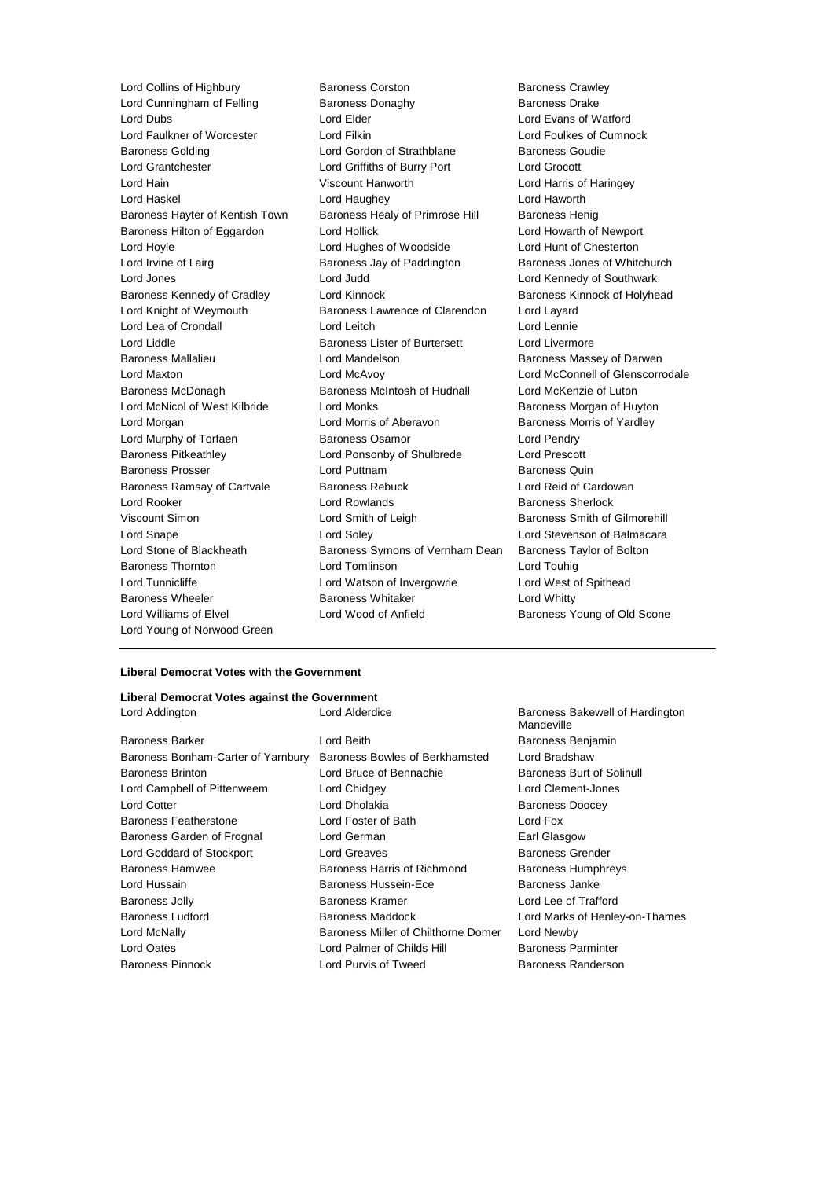Lord Collins of Highbury
Baroness Corston
Baroness Crawley
Lord Cunningham of Felling
Baroness Donaghy
Baroness Drake
Lord Dubs
Lord Elder
Lord Evans of Watford
Lord Faulkner of Worcester
Lord Filkin
Lord Foulkes of Cumnock
Baroness Golding
Lord Gordon of Strathblane
Baroness Goudie
Lord Grantchester
Lord Griffiths of Burry Port
Lord Grocott
Lord Hain
Viscount Hanworth
Lord Harris of Haringey
Lord Haskel
Lord Haughey
Lord Haworth
Baroness Hayter of Kentish Town
Baroness Healy of Primrose Hill
Baroness Henig
Baroness Hilton of Eggardon
Lord Hollick
Lord Howarth of Newport
Lord Hoyle
Lord Hughes of Woodside
Lord Hunt of Chesterton
Lord Irvine of Lairg
Baroness Jay of Paddington
Baroness Jones of Whitchurch
Lord Jones
Lord Judd
Lord Kennedy of Southwark
Baroness Kennedy of Cradley
Lord Kinnock
Baroness Kinnock of Holyhead
Lord Knight of Weymouth
Baroness Lawrence of Clarendon
Lord Layard
Lord Lea of Crondall
Lord Leitch
Lord Lennie
Lord Liddle
Baroness Lister of Burtersett
Lord Livermore
Baroness Mallalieu
Lord Mandelson
Baroness Massey of Darwen
Lord Maxton
Lord McAvoy
Lord McConnell of Glenscorrodale
Baroness McDonagh
Baroness McIntosh of Hudnall
Lord McKenzie of Luton
Lord McNicol of West Kilbride
Lord Monks
Baroness Morgan of Huyton
Lord Morgan
Lord Morris of Aberavon
Baroness Morris of Yardley
Lord Murphy of Torfaen
Baroness Osamor
Lord Pendry
Baroness Pitkeathley
Lord Ponsonby of Shulbrede
Lord Prescott
Baroness Prosser
Lord Puttnam
Baroness Quin
Baroness Ramsay of Cartvale
Baroness Rebuck
Lord Reid of Cardowan
Lord Rooker
Lord Rowlands
Baroness Sherlock
Viscount Simon
Lord Smith of Leigh
Baroness Smith of Gilmorehill
Lord Snape
Lord Soley
Lord Stevenson of Balmacara
Lord Stone of Blackheath
Baroness Symons of Vernham Dean
Baroness Taylor of Bolton
Baroness Thornton
Lord Tomlinson
Lord Touhig
Lord Tunnicliffe
Lord Watson of Invergowrie
Lord West of Spithead
Baroness Wheeler
Baroness Whitaker
Lord Whitty
Lord Williams of Elvel
Lord Wood of Anfield
Baroness Young of Old Scone
Lord Young of Norwood Green

---

**Liberal Democrat Votes with the Government**

**Liberal Democrat Votes against the Government**

Lord Addington
Lord Alderdice
Baroness Bakewell of Hardington Mandeville
Baroness Barker
Lord Beith
Baroness Benjamin
Baroness Bonham-Carter of Yarnbury
Baroness Bowles of Berkhamsted
Lord Bradshaw
Baroness Brinton
Lord Bruce of Bennachie
Baroness Burt of Solihull
Lord Campbell of Pittenweem
Lord Chidgey
Lord Clement-Jones
Lord Cotter
Lord Dholakia
Baroness Doocey
Baroness Featherstone
Lord Foster of Bath
Lord Fox
Baroness Garden of Frognal
Lord German
Earl Glasgow
Lord Goddard of Stockport
Lord Greaves
Baroness Grender
Baroness Hamwee
Baroness Harris of Richmond
Baroness Humphreys
Lord Hussain
Baroness Hussein-Ece
Baroness Janke
Baroness Jolly
Baroness Kramer
Lord Lee of Trafford
Baroness Ludford
Baroness Maddock
Lord Marks of Henley-on-Thames
Lord McNally
Baroness Miller of Chilthorne Domer
Lord Newby
Lord Oates
Lord Palmer of Childs Hill
Baroness Parminter
Baroness Pinnock
Lord Purvis of Tweed
Baroness Randerson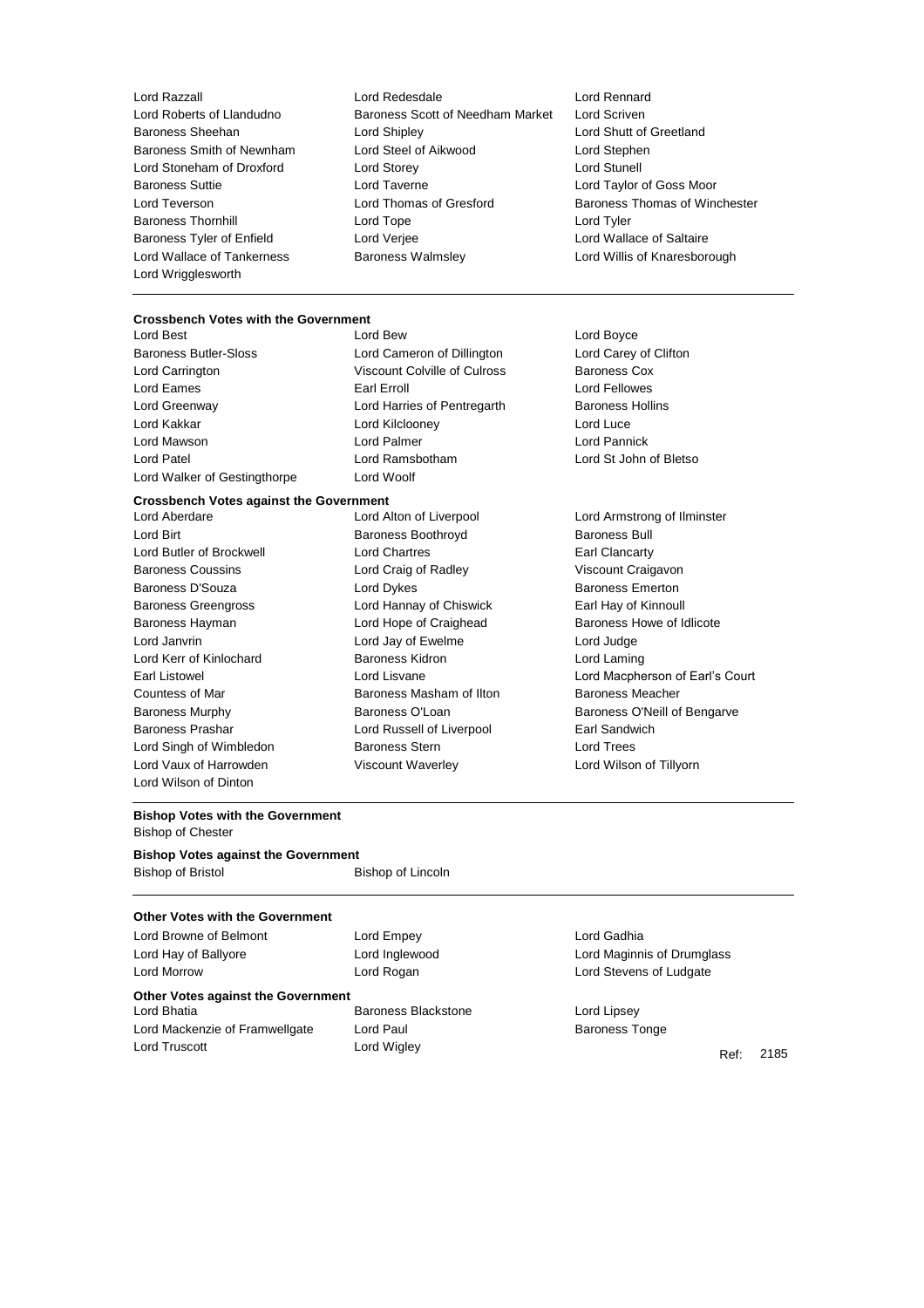Lord Razzall | Lord Redesdale | Lord Rennard
Lord Roberts of Llandudno | Baroness Scott of Needham Market | Lord Scriven
Baroness Sheehan | Lord Shipley | Lord Shutt of Greetland
Baroness Smith of Newnham | Lord Steel of Aikwood | Lord Stephen
Lord Stoneham of Droxford | Lord Storey | Lord Stunell
Baroness Suttie | Lord Taverne | Lord Taylor of Goss Moor
Lord Teverson | Lord Thomas of Gresford | Baroness Thomas of Winchester
Baroness Thornhill | Lord Tope | Lord Tyler
Baroness Tyler of Enfield | Lord Verjee | Lord Wallace of Saltaire
Lord Wallace of Tankerness | Baroness Walmsley | Lord Willis of Knaresborough
Lord Wrigglesworth

**Crossbench Votes with the Government**

| | | |
|---|---|---|
| Lord Best | Lord Bew | Lord Boyce |
| Baroness Butler-Sloss | Lord Cameron of Dillington | Lord Carey of Clifton |
| Lord Carrington | Viscount Colville of Culross | Baroness Cox |
| Lord Eames | Earl Erroll | Lord Fellowes |
| Lord Greenway | Lord Harries of Pentregarth | Baroness Hollins |
| Lord Kakkar | Lord Kilclooney | Lord Luce |
| Lord Mawson | Lord Palmer | Lord Pannick |
| Lord Patel | Lord Ramsbotham | Lord St John of Bletso |
| Lord Walker of Gestingthorpe | Lord Woolf | |

**Crossbench Votes against the Government**

| | | |
|---|---|---|
| Lord Aberdare | Lord Alton of Liverpool | Lord Armstrong of Ilminster |
| Lord Birt | Baroness Boothroyd | Baroness Bull |
| Lord Butler of Brockwell | Lord Chartres | Earl Clancarty |
| Baroness Coussins | Lord Craig of Radley | Viscount Craigavon |
| Baroness D'Souza | Lord Dykes | Baroness Emerton |
| Baroness Greengross | Lord Hannay of Chiswick | Earl Hay of Kinnoull |
| Baroness Hayman | Lord Hope of Craighead | Baroness Howe of Idlicote |
| Lord Janvrin | Lord Jay of Ewelme | Lord Judge |
| Lord Kerr of Kinlochard | Baroness Kidron | Lord Laming |
| Earl Listowel | Lord Lisvane | Lord Macpherson of Earl's Court |
| Countess of Mar | Baroness Masham of Ilton | Baroness Meacher |
| Baroness Murphy | Baroness O'Loan | Baroness O'Neill of Bengarve |
| Baroness Prashar | Lord Russell of Liverpool | Earl Sandwich |
| Lord Singh of Wimbledon | Baroness Stern | Lord Trees |
| Lord Vaux of Harrowden | Viscount Waverley | Lord Wilson of Tillyorn |
| Lord Wilson of Dinton | | |

**Bishop Votes with the Government**

Bishop of Chester

**Bishop Votes against the Government**

| | |
|---|---|
| Bishop of Bristol | Bishop of Lincoln |

**Other Votes with the Government**

| | | |
|---|---|---|
| Lord Browne of Belmont | Lord Empey | Lord Gadhia |
| Lord Hay of Ballyore | Lord Inglewood | Lord Maginnis of Drumglass |
| Lord Morrow | Lord Rogan | Lord Stevens of Ludgate |

**Other Votes against the Government**

| | | |
|---|---|---|
| Lord Bhatia | Baroness Blackstone | Lord Lipsey |
| Lord Mackenzie of Framwellgate | Lord Paul | Baroness Tonge |
| Lord Truscott | Lord Wigley | |

Ref: 2185